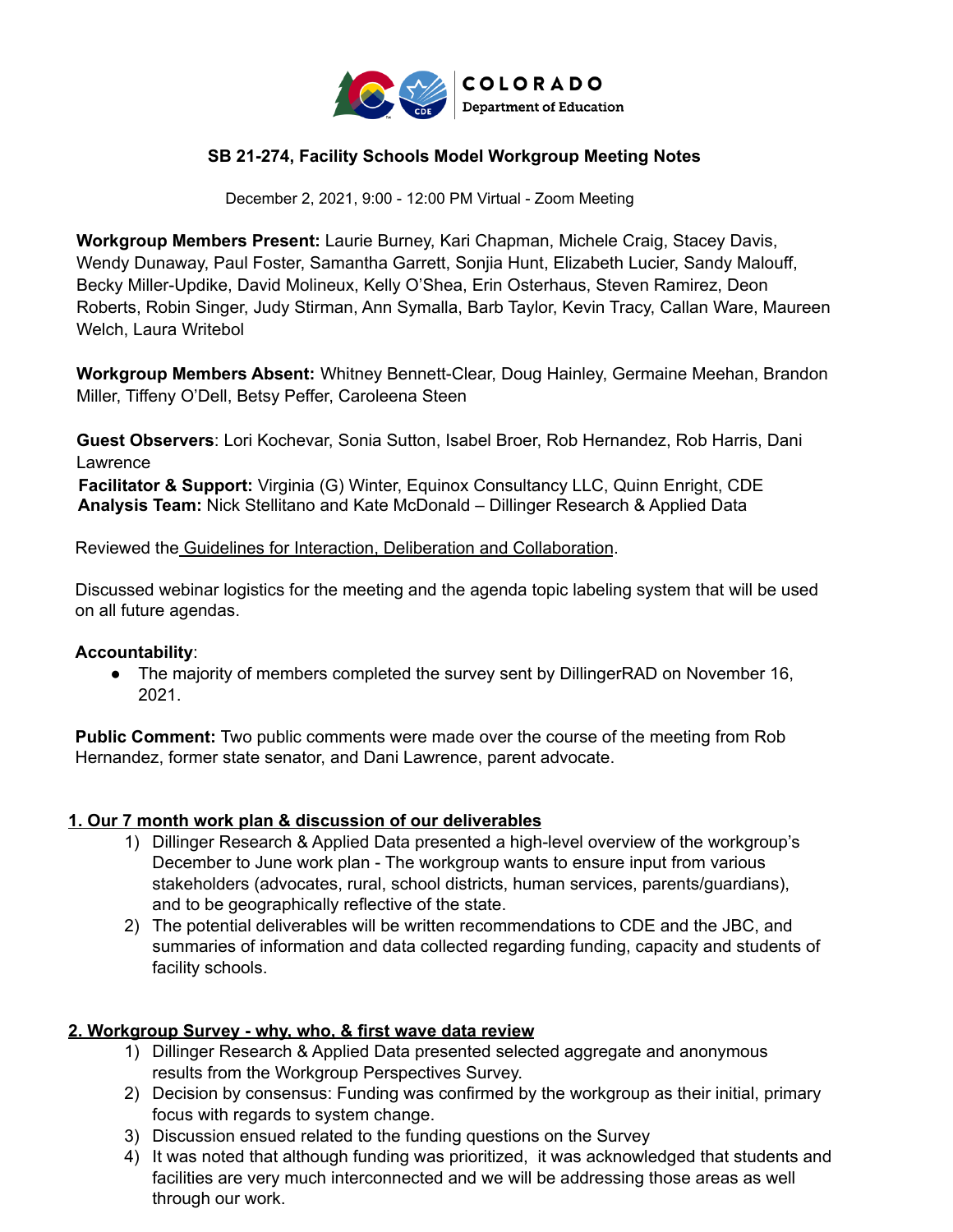COLORADO
Department of Education

## SB 21-274, Facility Schools Model Workgroup Meeting Notes

December 2, 2021, 9:00 - 12:00 PM Virtual - Zoom Meeting

**Workgroup Members Present:** Laurie Burney, Kari Chapman, Michele Craig, Stacey Davis, Wendy Dunaway, Paul Foster, Samantha Garrett, Sonjia Hunt, Elizabeth Lucier, Sandy Malouff, Becky Miller-Updike, David Molineux, Kelly O'Shea, Erin Osterhaus, Steven Ramirez, Deon Roberts, Robin Singer, Judy Stirman, Ann Symalla, Barb Taylor, Kevin Tracy, Callan Ware, Maureen Welch, Laura Writebol

**Workgroup Members Absent:** Whitney Bennett-Clear, Doug Hainley, Germaine Meehan, Brandon Miller, Tiffeny O'Dell, Betsy Peffer, Caroleena Steen

**Guest Observers**: Lori Kochevar, Sonia Sutton, Isabel Broer, Rob Hernandez, Rob Harris, Dani Lawrence

**Facilitator & Support:** Virginia (G) Winter, Equinox Consultancy LLC, Quinn Enright, CDE

**Analysis Team:** Nick Stellitano and Kate McDonald – Dillinger Research & Applied Data

Reviewed the Guidelines for Interaction, Deliberation and Collaboration.

Discussed webinar logistics for the meeting and the agenda topic labeling system that will be used on all future agendas.

**Accountability**:

- The majority of members completed the survey sent by DillingerRAD on November 16, 2021.

**Public Comment:** Two public comments were made over the course of the meeting from Rob Hernandez, former state senator, and Dani Lawrence, parent advocate.

### 1. Our 7 month work plan & discussion of our deliverables

1) Dillinger Research & Applied Data presented a high-level overview of the workgroup's December to June work plan - The workgroup wants to ensure input from various stakeholders (advocates, rural, school districts, human services, parents/guardians), and to be geographically reflective of the state.
2) The potential deliverables will be written recommendations to CDE and the JBC, and summaries of information and data collected regarding funding, capacity and students of facility schools.

### 2. Workgroup Survey - why, who, & first wave data review

1) Dillinger Research & Applied Data presented selected aggregate and anonymous results from the Workgroup Perspectives Survey.
2) Decision by consensus: Funding was confirmed by the workgroup as their initial, primary focus with regards to system change.
3) Discussion ensued related to the funding questions on the Survey
4) It was noted that although funding was prioritized, it was acknowledged that students and facilities are very much interconnected and we will be addressing those areas as well through our work.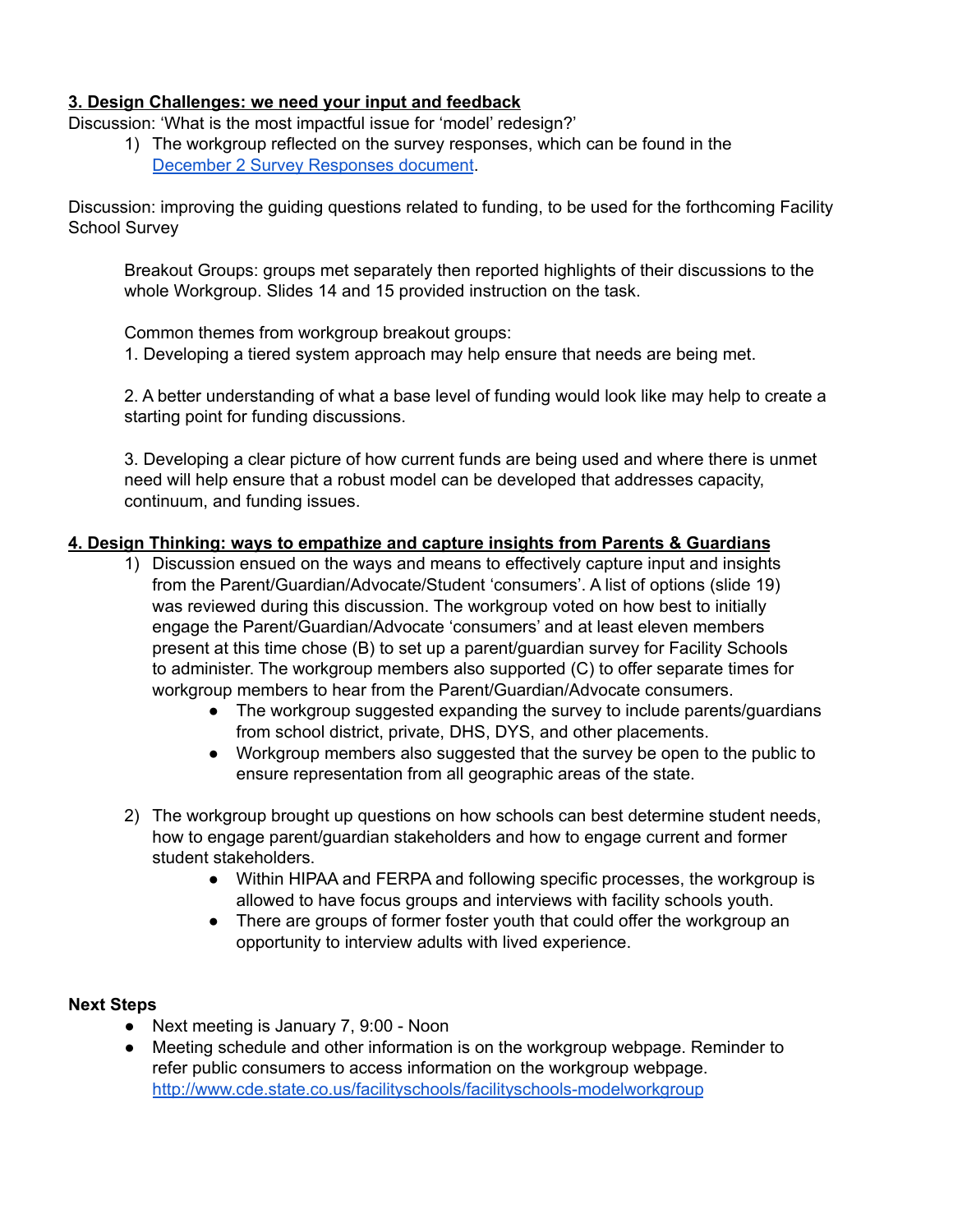**3. Design Challenges: we need your input and feedback**

Discussion: 'What is the most impactful issue for 'model' redesign?'

1) The workgroup reflected on the survey responses, which can be found in the December 2 Survey Responses document.

Discussion: improving the guiding questions related to funding, to be used for the forthcoming Facility School Survey

Breakout Groups: groups met separately then reported highlights of their discussions to the whole Workgroup. Slides 14 and 15 provided instruction on the task.

Common themes from workgroup breakout groups:

1. Developing a tiered system approach may help ensure that needs are being met.

2. A better understanding of what a base level of funding would look like may help to create a starting point for funding discussions.

3. Developing a clear picture of how current funds are being used and where there is unmet need will help ensure that a robust model can be developed that addresses capacity, continuum, and funding issues.

**4. Design Thinking: ways to empathize and capture insights from Parents & Guardians**

1) Discussion ensued on the ways and means to effectively capture input and insights from the Parent/Guardian/Advocate/Student 'consumers'. A list of options (slide 19) was reviewed during this discussion. The workgroup voted on how best to initially engage the Parent/Guardian/Advocate 'consumers' and at least eleven members present at this time chose (B) to set up a parent/guardian survey for Facility Schools to administer. The workgroup members also supported (C) to offer separate times for workgroup members to hear from the Parent/Guardian/Advocate consumers.
   - The workgroup suggested expanding the survey to include parents/guardians from school district, private, DHS, DYS, and other placements.
   - Workgroup members also suggested that the survey be open to the public to ensure representation from all geographic areas of the state.

2) The workgroup brought up questions on how schools can best determine student needs, how to engage parent/guardian stakeholders and how to engage current and former student stakeholders.
   - Within HIPAA and FERPA and following specific processes, the workgroup is allowed to have focus groups and interviews with facility schools youth.
   - There are groups of former foster youth that could offer the workgroup an opportunity to interview adults with lived experience.

**Next Steps**

- Next meeting is January 7, 9:00 - Noon
- Meeting schedule and other information is on the workgroup webpage. Reminder to refer public consumers to access information on the workgroup webpage. http://www.cde.state.co.us/facilityschools/facilityschools-modelworkgroup